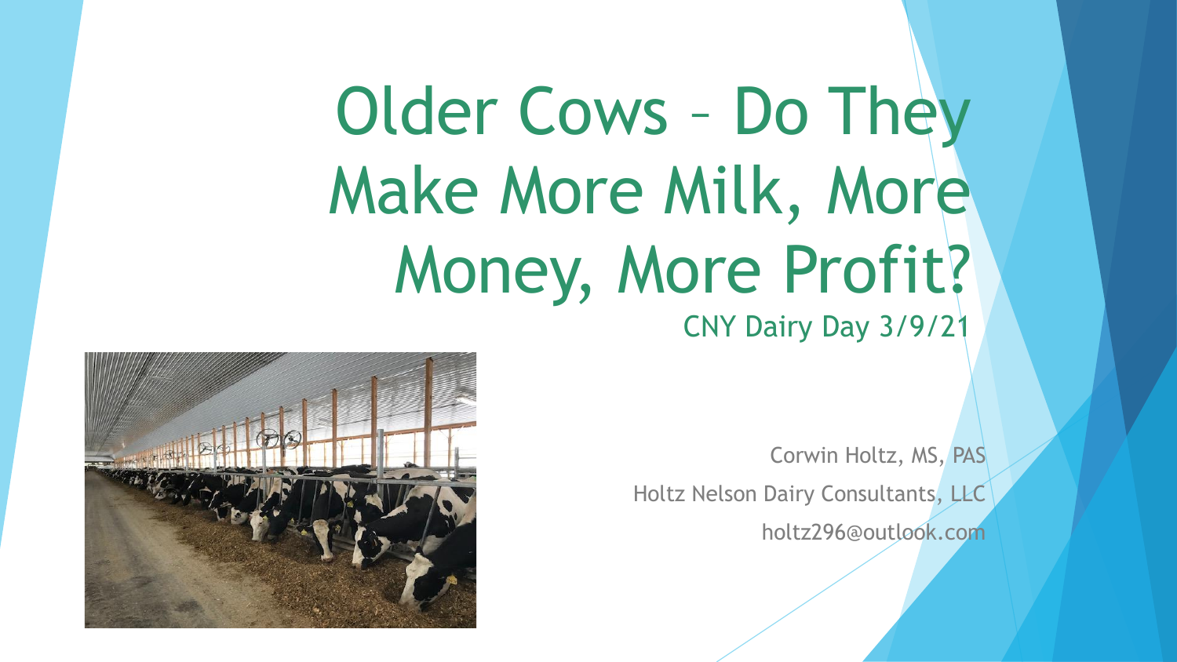# Older Cows – Do They Make More Milk, More Money, More Profit?

CNY Dairy Day 3/9/21

Corwin Holtz, MS, PAS

Holtz Nelson Dairy Consultants, LLC

holtz296@outlook.com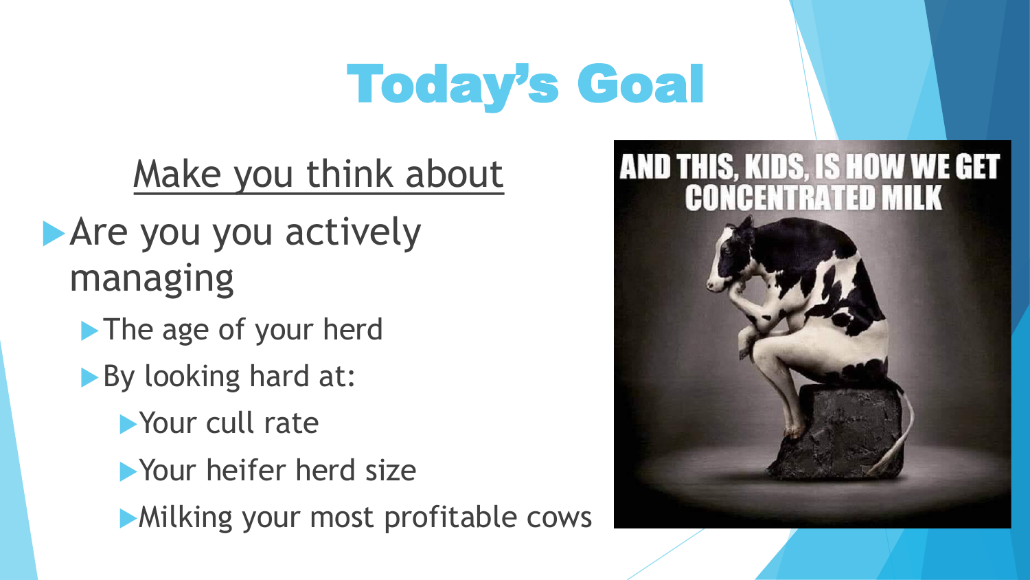# Today's Goal

<u>Make you think about</u>

- Are you you actively managing
  - The age of your herd
  - By looking hard at:
    - Your cull rate
    - Your heifer herd size
    - Milking your most profitable cows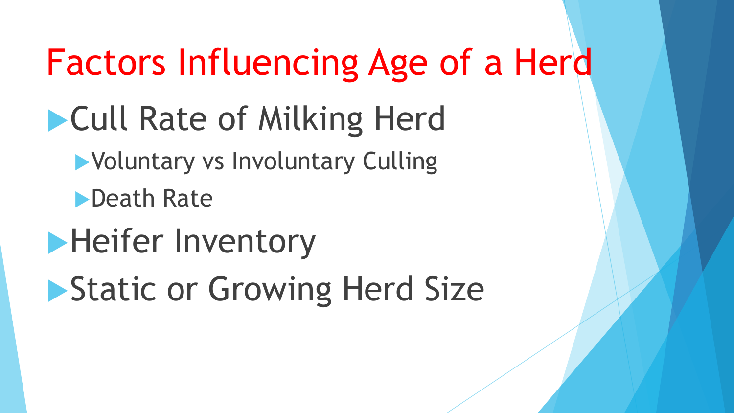# Factors Influencing Age of a Herd

- Cull Rate of Milking Herd
  - Voluntary vs Involuntary Culling
  - Death Rate
- Heifer Inventory
- Static or Growing Herd Size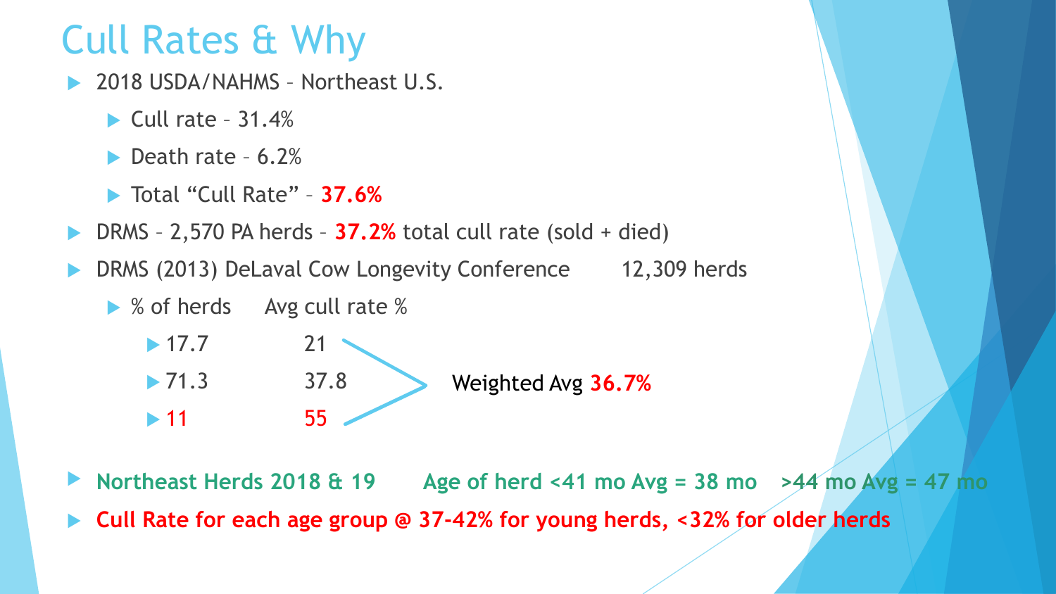# Cull Rates & Why

- 2018 USDA/NAHMS – Northeast U.S.
  - Cull rate – 31.4%
  - Death rate – 6.2%
  - Total "Cull Rate" – **37.6%**
- DRMS – 2,570 PA herds – **37.2%** total cull rate (sold + died)
- DRMS (2013) DeLaval Cow Longevity Conference 12,309 herds
  - % of herds Avg cull rate %

| % of herds | Avg cull rate % |
|---|---|
| 17.7 | 21 |
| 71.3 | 37.8 |
| **11** | **55** |

Weighted Avg **36.7%**

- **Northeast Herds 2018 & 19 Age of herd <41 mo Avg = 38 mo >44 mo Avg = 47 mo**
- **Cull Rate for each age group @ 37-42% for young herds, <32% for older herds**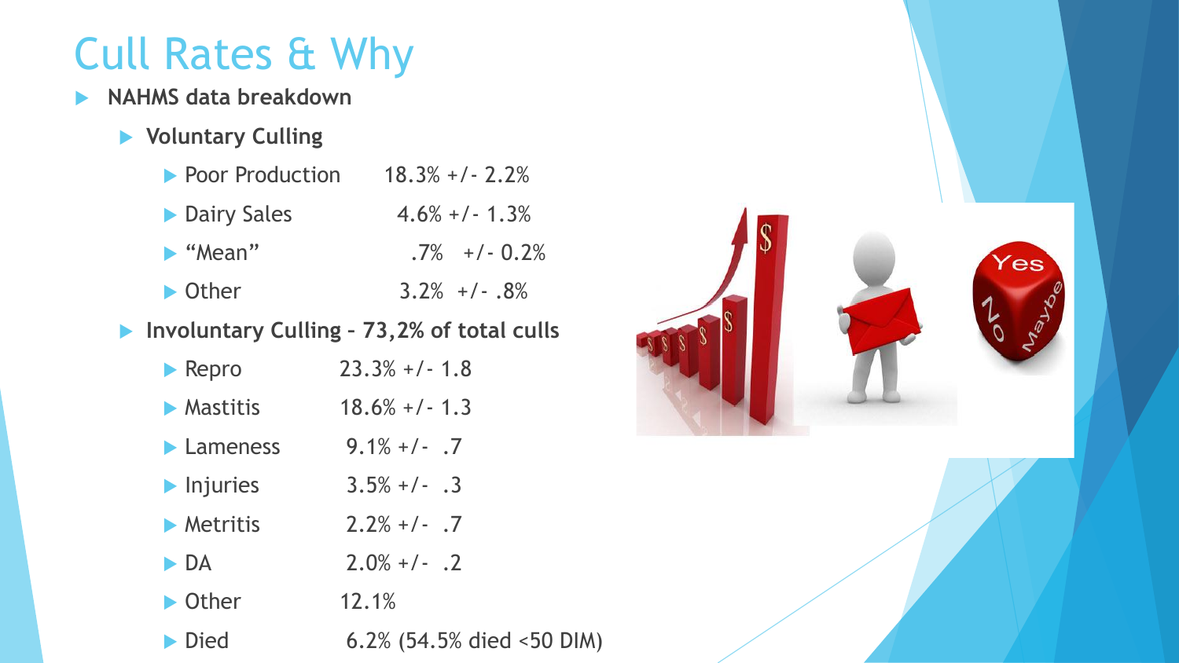# Cull Rates & Why

- **NAHMS data breakdown**
  - **Voluntary Culling**
    - Poor Production 18.3% +/- 2.2%
    - Dairy Sales 4.6% +/- 1.3%
    - “Mean” .7% +/- 0.2%
    - Other 3.2% +/- .8%
  - **Involuntary Culling – 73,2% of total culls**
    - Repro 23.3% +/- 1.8
    - Mastitis 18.6% +/- 1.3
    - Lameness 9.1% +/- .7
    - Injuries 3.5% +/- .3
    - Metritis 2.2% +/- .7
    - DA 2.0% +/- .2
    - Other 12.1%
    - Died 6.2% (54.5% died <50 DIM)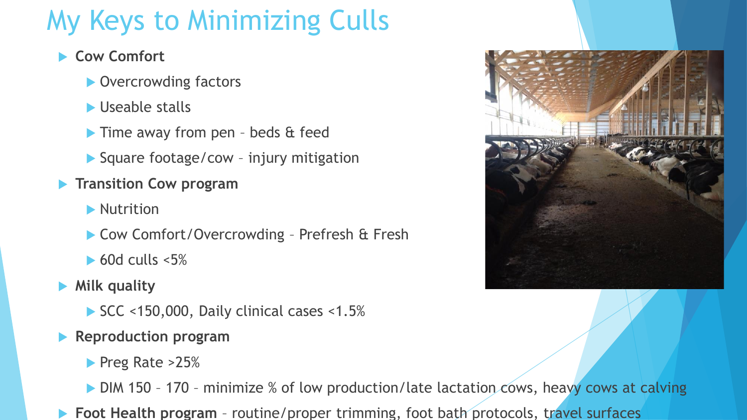# My Keys to Minimizing Culls

- **Cow Comfort**
  - Overcrowding factors
  - Useable stalls
  - Time away from pen – beds & feed
  - Square footage/cow – injury mitigation
- **Transition Cow program**
  - Nutrition
  - Cow Comfort/Overcrowding – Prefresh & Fresh
  - 60d culls <5%
- **Milk quality**
  - SCC <150,000, Daily clinical cases <1.5%
- **Reproduction program**
  - Preg Rate >25%
  - DIM 150 – 170 – minimize % of low production/late lactation cows, heavy cows at calving
- **Foot Health program** – routine/proper trimming, foot bath protocols, travel surfaces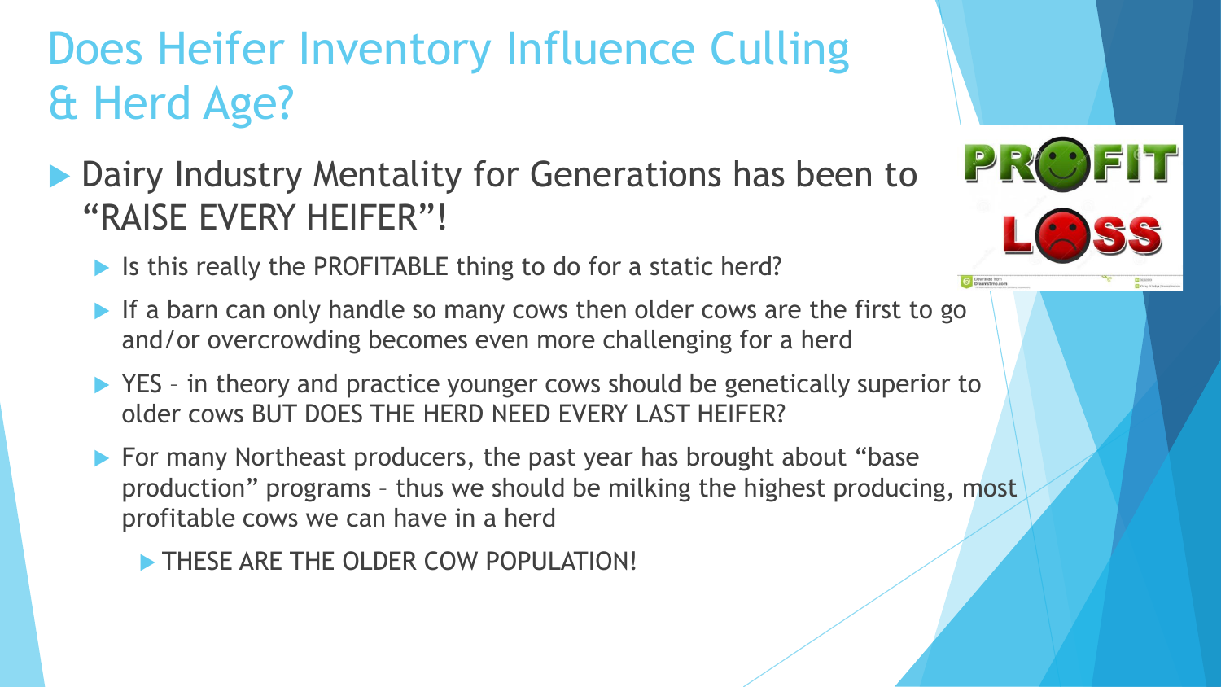# Does Heifer Inventory Influence Culling & Herd Age?

- Dairy Industry Mentality for Generations has been to "RAISE EVERY HEIFER"!
  - Is this really the PROFITABLE thing to do for a static herd?
  - If a barn can only handle so many cows then older cows are the first to go and/or overcrowding becomes even more challenging for a herd
  - YES – in theory and practice younger cows should be genetically superior to older cows BUT DOES THE HERD NEED EVERY LAST HEIFER?
  - For many Northeast producers, the past year has brought about "base production" programs – thus we should be milking the highest producing, most profitable cows we can have in a herd
    - THESE ARE THE OLDER COW POPULATION!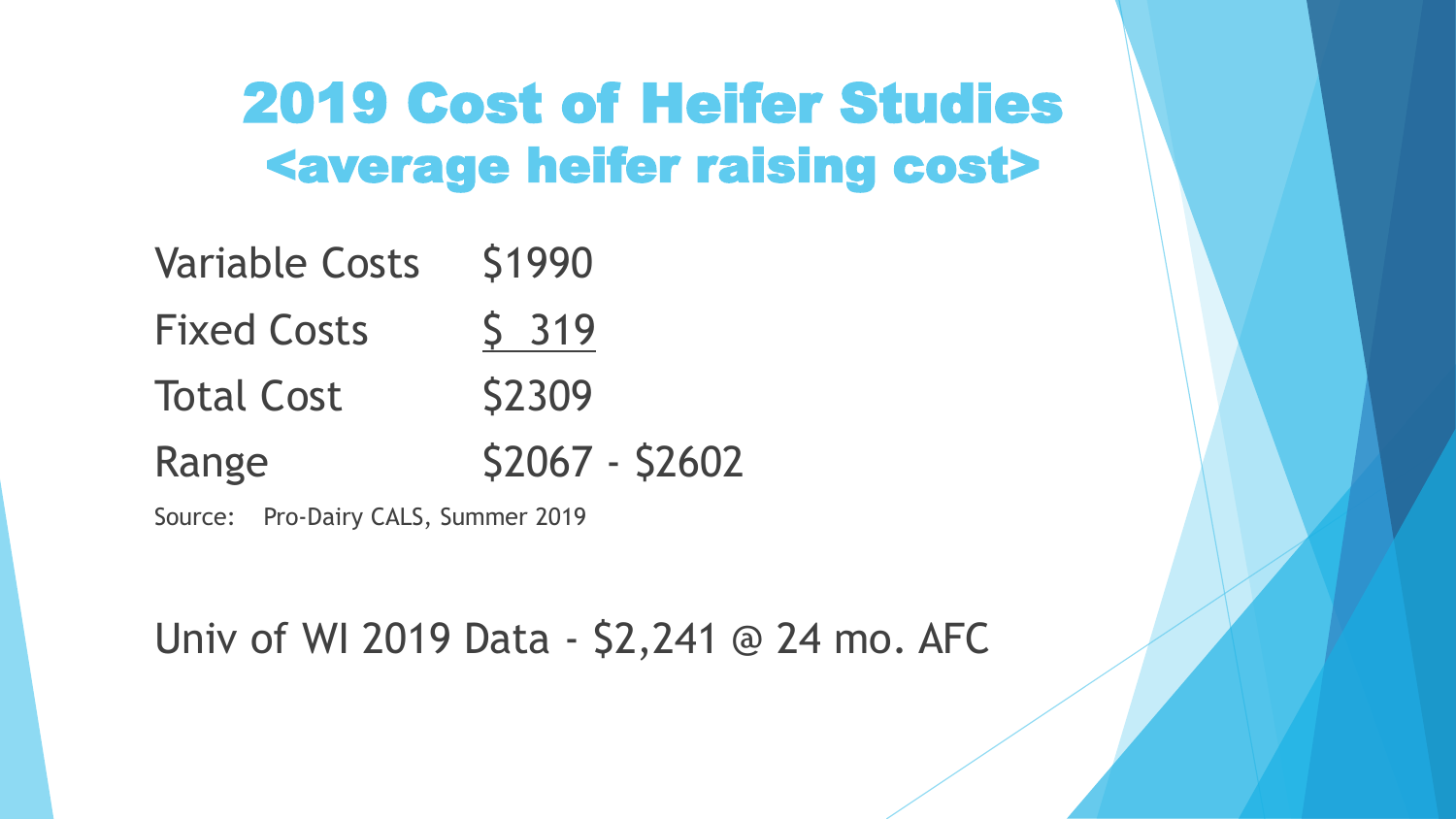# 2019 Cost of Heifer Studies

## <average heifer raising cost>

| | |
|---|---|
| Variable Costs | $1990 |
| Fixed Costs | $ 319 |
| Total Cost | $2309 |
| Range | $2067 - $2602 |

Source: Pro-Dairy CALS, Summer 2019

Univ of WI 2019 Data - $2,241 @ 24 mo. AFC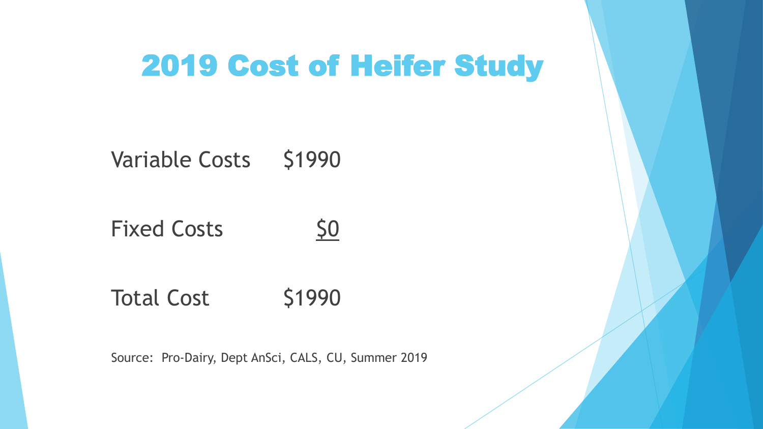# 2019 Cost of Heifer Study

| | |
|---|---|
| Variable Costs | $1990 |
| Fixed Costs | $0 |
| Total Cost | $1990 |

Source: Pro-Dairy, Dept AnSci, CALS, CU, Summer 2019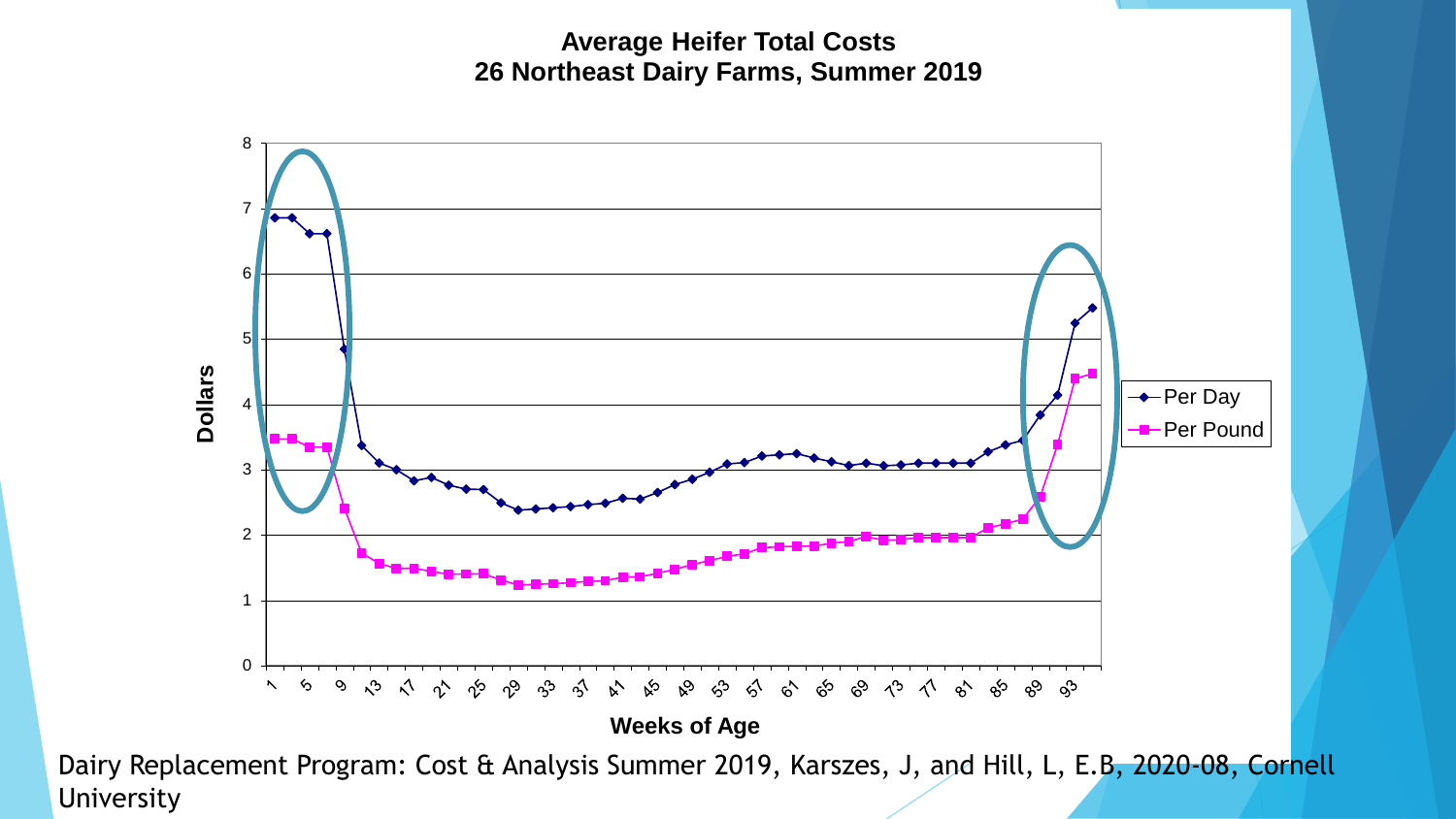## Average Heifer Total Costs
## 26 Northeast Dairy Farms, Summer 2019

Dairy Replacement Program: Cost & Analysis Summer 2019, Karszes, J, and Hill, L, E.B, 2020-08, Cornell University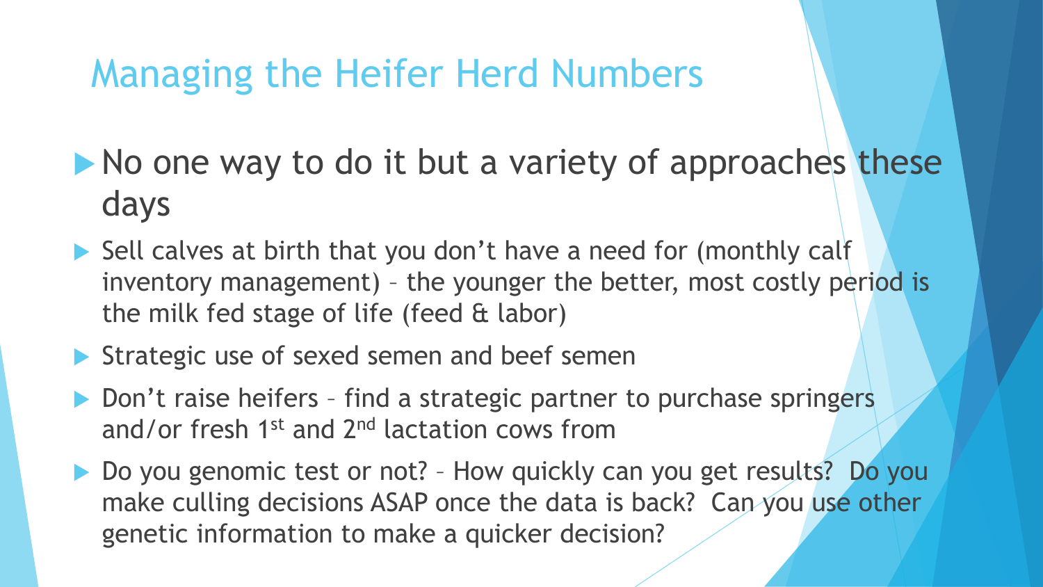# Managing the Heifer Herd Numbers

- No one way to do it but a variety of approaches these days
- Sell calves at birth that you don't have a need for (monthly calf inventory management) – the younger the better, most costly period is the milk fed stage of life (feed & labor)
- Strategic use of sexed semen and beef semen
- Don't raise heifers – find a strategic partner to purchase springers and/or fresh 1st and 2nd lactation cows from
- Do you genomic test or not? – How quickly can you get results? Do you make culling decisions ASAP once the data is back? Can you use other genetic information to make a quicker decision?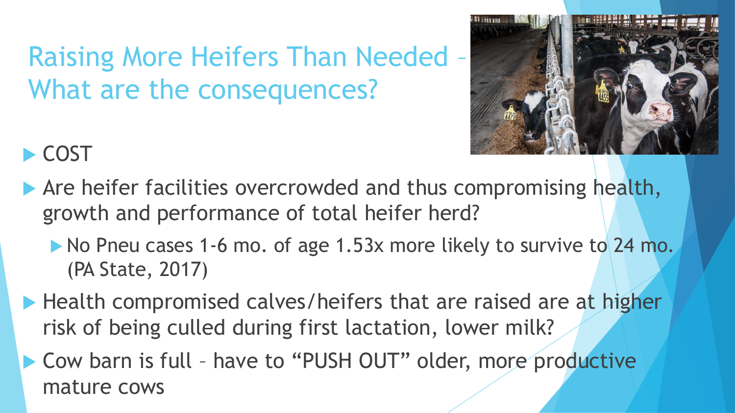# Raising More Heifers Than Needed – What are the consequences?

- COST
- Are heifer facilities overcrowded and thus compromising health, growth and performance of total heifer herd?
  - No Pneu cases 1-6 mo. of age 1.53x more likely to survive to 24 mo. (PA State, 2017)
- Health compromised calves/heifers that are raised are at higher risk of being culled during first lactation, lower milk?
- Cow barn is full – have to "PUSH OUT" older, more productive mature cows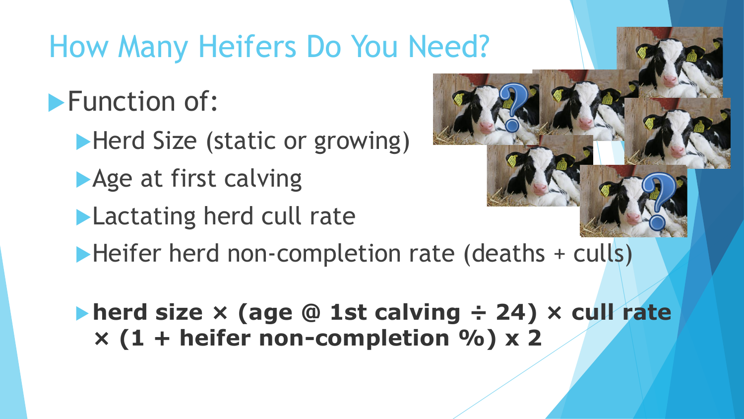# How Many Heifers Do You Need?

- Function of:
  - Herd Size (static or growing)
  - Age at first calving
  - Lactating herd cull rate
  - Heifer herd non-completion rate (deaths + culls)

  - **herd size × (age @ 1st calving ÷ 24) × cull rate × (1 + heifer non-completion %) x 2**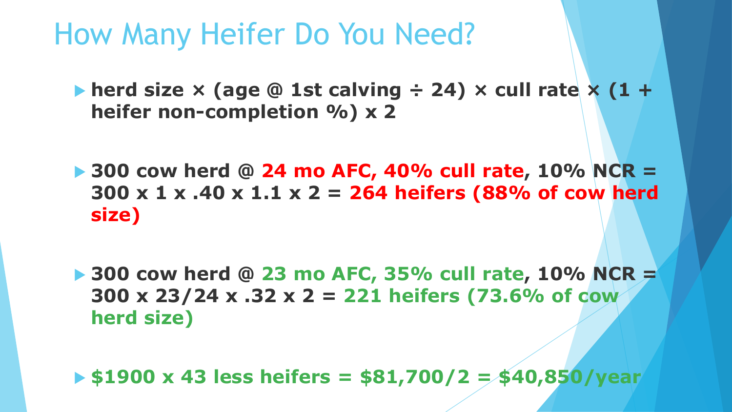# How Many Heifer Do You Need?

- **herd size × (age @ 1st calving ÷ 24) × cull rate × (1 + heifer non-completion %) x 2**

- **300 cow herd @ 24 mo AFC, 40% cull rate, 10% NCR = 300 x 1 x .40 x 1.1 x 2 = 264 heifers (88% of cow herd size)**

- **300 cow herd @ 23 mo AFC, 35% cull rate, 10% NCR = 300 x 23/24 x .32 x 2 = 221 heifers (73.6% of cow herd size)**

- **$1900 x 43 less heifers = $81,700/2 = $40,850/year**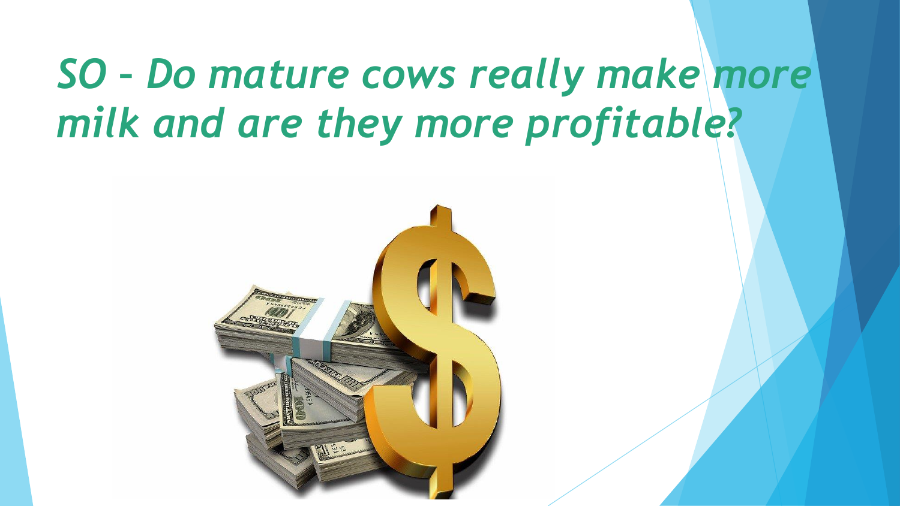# *SO – Do mature cows really make more milk and are they more profitable?*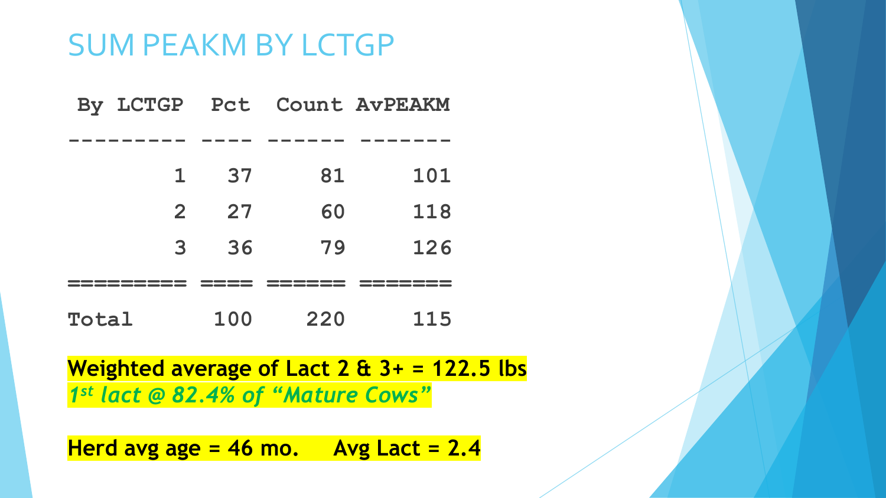# SUM PEAKM BY LCTGP

| By LCTGP | Pct | Count | AvPEAKM |
|---|---|---|---|
| 1 | 37 | 81 | 101 |
| 2 | 27 | 60 | 118 |
| 3 | 36 | 79 | 126 |
| Total | 100 | 220 | 115 |

**Weighted average of Lact 2 & 3+ = 122.5 lbs**
***1st lact @ 82.4% of "Mature Cows"***

**Herd avg age = 46 mo.     Avg Lact = 2.4**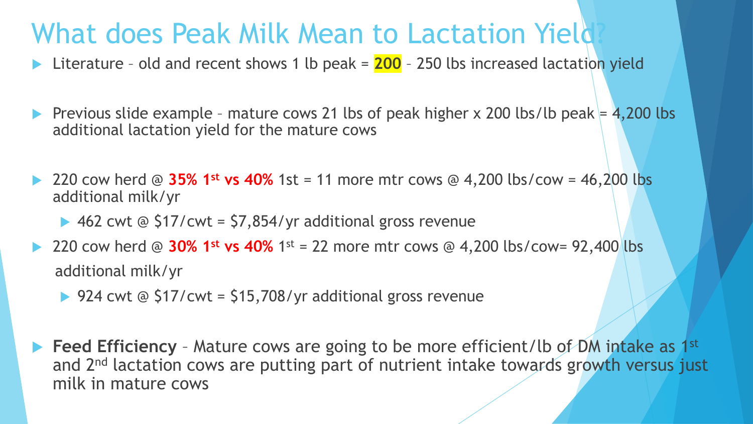# What does Peak Milk Mean to Lactation Yield?

- Literature – old and recent shows 1 lb peak = **200** – 250 lbs increased lactation yield
- Previous slide example – mature cows 21 lbs of peak higher x 200 lbs/lb peak = 4,200 lbs additional lactation yield for the mature cows
- 220 cow herd @ **35% 1st vs 40%** 1st = 11 more mtr cows @ 4,200 lbs/cow = 46,200 lbs additional milk/yr
  - 462 cwt @ $17/cwt = $7,854/yr additional gross revenue
- 220 cow herd @ **30% 1st vs 40%** 1st = 22 more mtr cows @ 4,200 lbs/cow= 92,400 lbs additional milk/yr
  - 924 cwt @ $17/cwt = $15,708/yr additional gross revenue
- **Feed Efficiency** – Mature cows are going to be more efficient/lb of DM intake as 1st and 2nd lactation cows are putting part of nutrient intake towards growth versus just milk in mature cows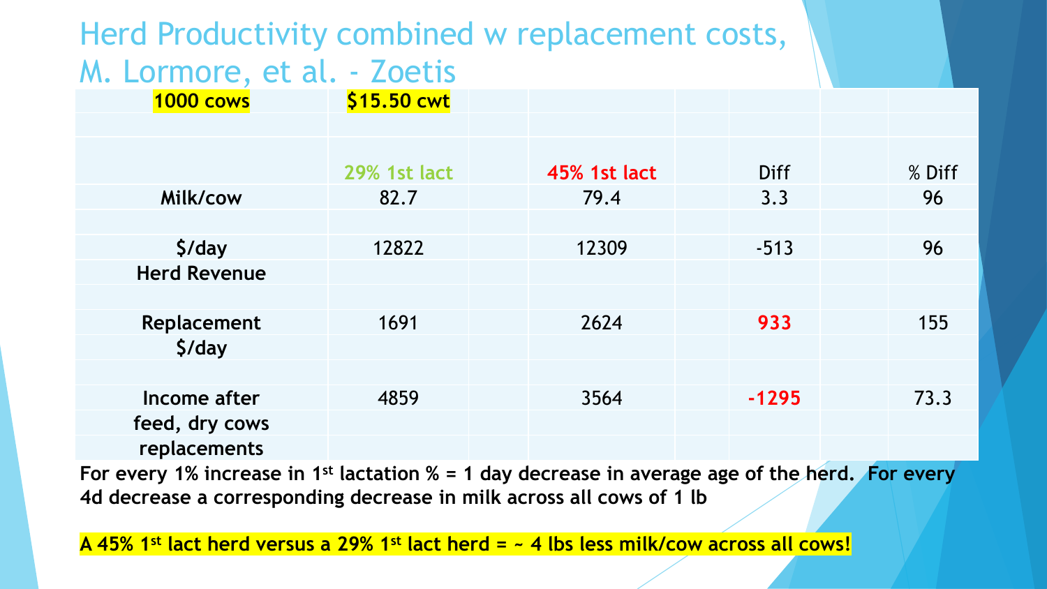# Herd Productivity combined w replacement costs, M. Lormore, et al. - Zoetis

| **1000 cows** | **$15.50 cwt** | | | |
|---|---|---|---|---|
| | 29% 1st lact | 45% 1st lact | Diff | % Diff |
| **Milk/cow** | 82.7 | 79.4 | 3.3 | 96 |
| **$/day Herd Revenue** | 12822 | 12309 | -513 | 96 |
| **Replacement $/day** | 1691 | 2624 | 933 | 155 |
| **Income after feed, dry cows replacements** | 4859 | 3564 | -1295 | 73.3 |

**For every 1% increase in 1st lactation % = 1 day decrease in average age of the herd. For every 4d decrease a corresponding decrease in milk across all cows of 1 lb**

**A 45% 1st lact herd versus a 29% 1st lact herd = ~ 4 lbs less milk/cow across all cows!**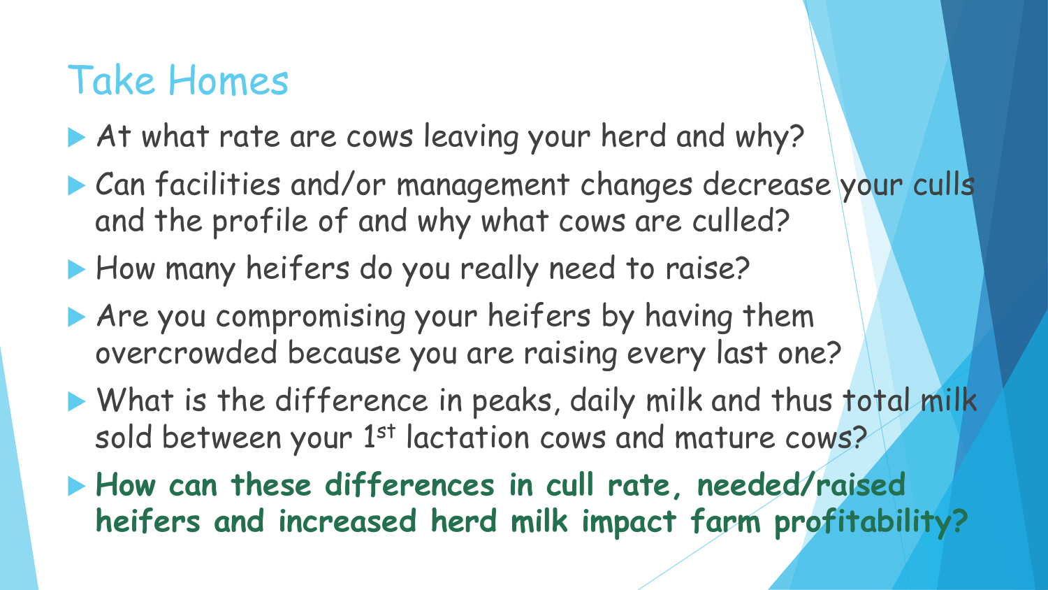# Take Homes

- At what rate are cows leaving your herd and why?
- Can facilities and/or management changes decrease your culls and the profile of and why what cows are culled?
- How many heifers do you really need to raise?
- Are you compromising your heifers by having them overcrowded because you are raising every last one?
- What is the difference in peaks, daily milk and thus total milk sold between your 1st lactation cows and mature cows?
- **How can these differences in cull rate, needed/raised heifers and increased herd milk impact farm profitability?**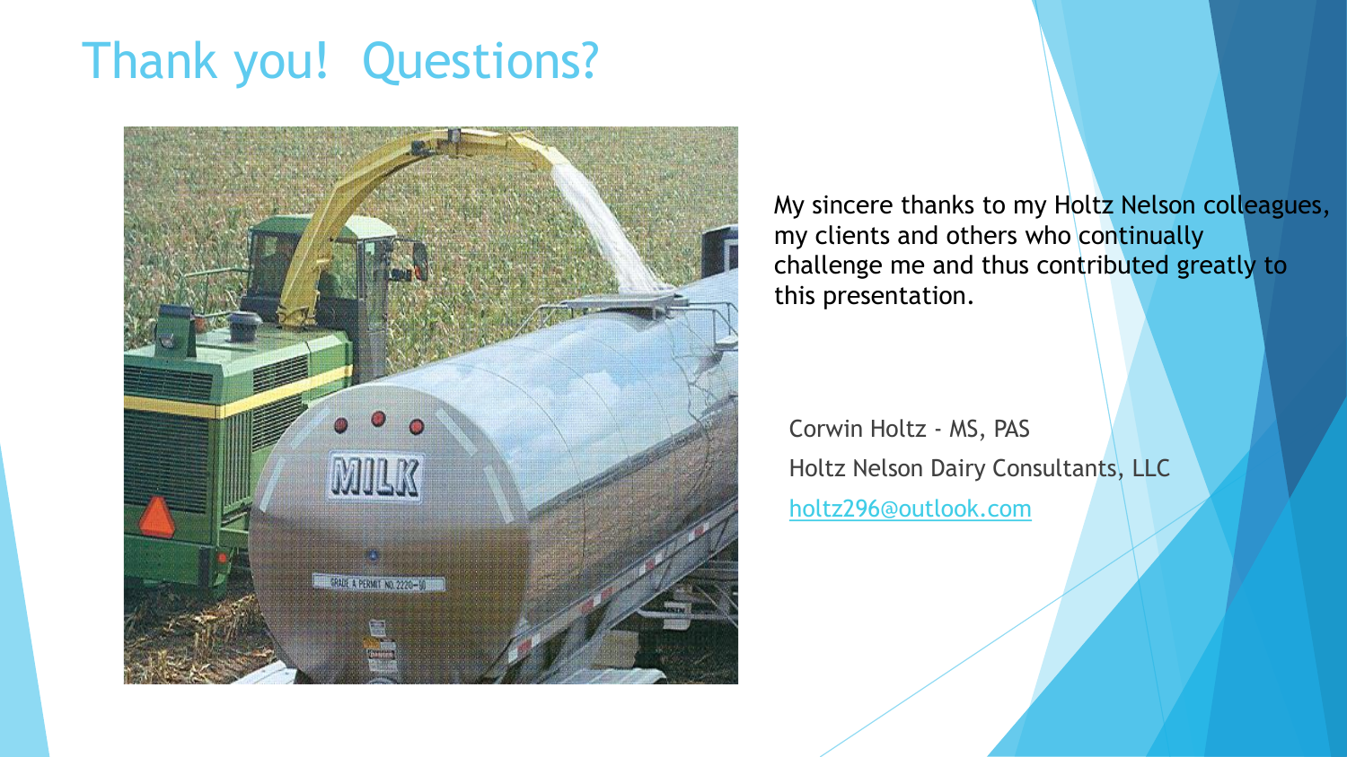# Thank you! Questions?

My sincere thanks to my Holtz Nelson colleagues, my clients and others who continually challenge me and thus contributed greatly to this presentation.

Corwin Holtz - MS, PAS

Holtz Nelson Dairy Consultants, LLC

holtz296@outlook.com